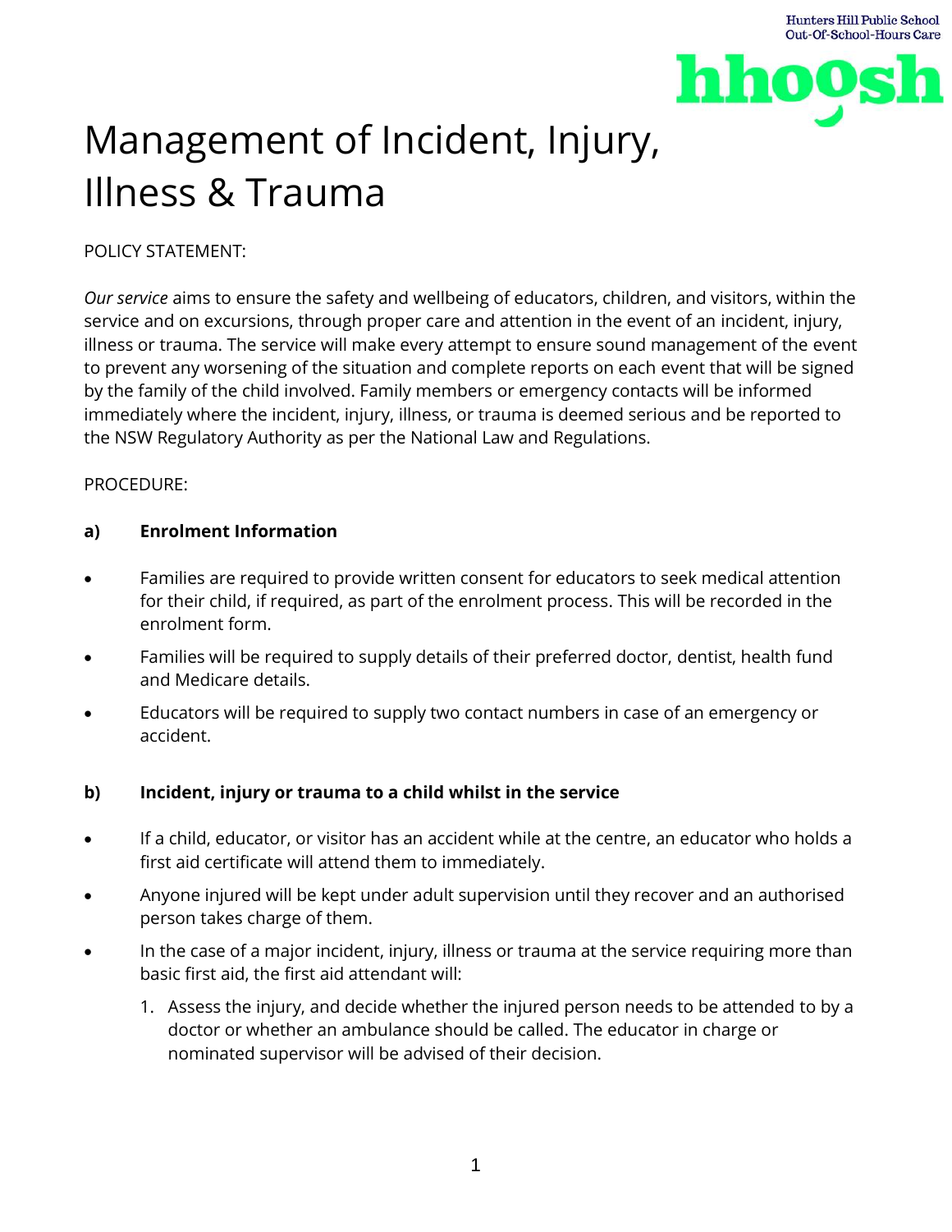# Management of Incident, Injury, Illness & Trauma

POLICY STATEMENT:

*Our service* aims to ensure the safety and wellbeing of educators, children, and visitors, within the service and on excursions, through proper care and attention in the event of an incident, injury, illness or trauma. The service will make every attempt to ensure sound management of the event to prevent any worsening of the situation and complete reports on each event that will be signed by the family of the child involved. Family members or emergency contacts will be informed immediately where the incident, injury, illness, or trauma is deemed serious and be reported to the NSW Regulatory Authority as per the National Law and Regulations.

PROCEDURE:

**a) Enrolment Information**

- Families are required to provide written consent for educators to seek medical attention for their child, if required, as part of the enrolment process. This will be recorded in the enrolment form.
- Families will be required to supply details of their preferred doctor, dentist, health fund and Medicare details.
- Educators will be required to supply two contact numbers in case of an emergency or accident.

**b) Incident, injury or trauma to a child whilst in the service**

- If a child, educator, or visitor has an accident while at the centre, an educator who holds a first aid certificate will attend them to immediately.
- Anyone injured will be kept under adult supervision until they recover and an authorised person takes charge of them.
- In the case of a major incident, injury, illness or trauma at the service requiring more than basic first aid, the first aid attendant will:
  1. Assess the injury, and decide whether the injured person needs to be attended to by a doctor or whether an ambulance should be called. The educator in charge or nominated supervisor will be advised of their decision.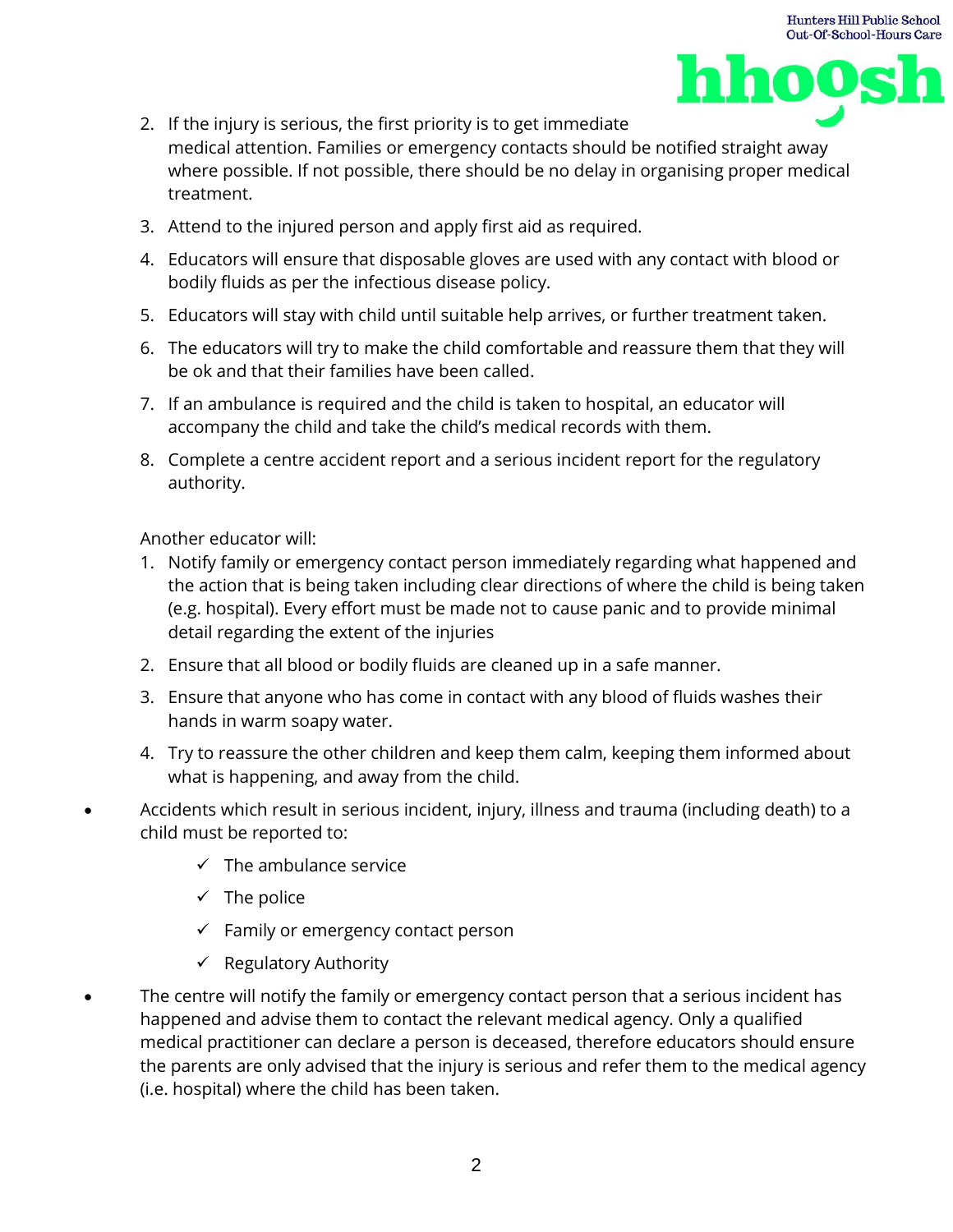2. If the injury is serious, the first priority is to get immediate medical attention. Families or emergency contacts should be notified straight away where possible. If not possible, there should be no delay in organising proper medical treatment.
3. Attend to the injured person and apply first aid as required.
4. Educators will ensure that disposable gloves are used with any contact with blood or bodily fluids as per the infectious disease policy.
5. Educators will stay with child until suitable help arrives, or further treatment taken.
6. The educators will try to make the child comfortable and reassure them that they will be ok and that their families have been called.
7. If an ambulance is required and the child is taken to hospital, an educator will accompany the child and take the child's medical records with them.
8. Complete a centre accident report and a serious incident report for the regulatory authority.

Another educator will:

1. Notify family or emergency contact person immediately regarding what happened and the action that is being taken including clear directions of where the child is being taken (e.g. hospital). Every effort must be made not to cause panic and to provide minimal detail regarding the extent of the injuries
2. Ensure that all blood or bodily fluids are cleaned up in a safe manner.
3. Ensure that anyone who has come in contact with any blood of fluids washes their hands in warm soapy water.
4. Try to reassure the other children and keep them calm, keeping them informed about what is happening, and away from the child.

- Accidents which result in serious incident, injury, illness and trauma (including death) to a child must be reported to:
  - ✓ The ambulance service
  - ✓ The police
  - ✓ Family or emergency contact person
  - ✓ Regulatory Authority
- The centre will notify the family or emergency contact person that a serious incident has happened and advise them to contact the relevant medical agency. Only a qualified medical practitioner can declare a person is deceased, therefore educators should ensure the parents are only advised that the injury is serious and refer them to the medical agency (i.e. hospital) where the child has been taken.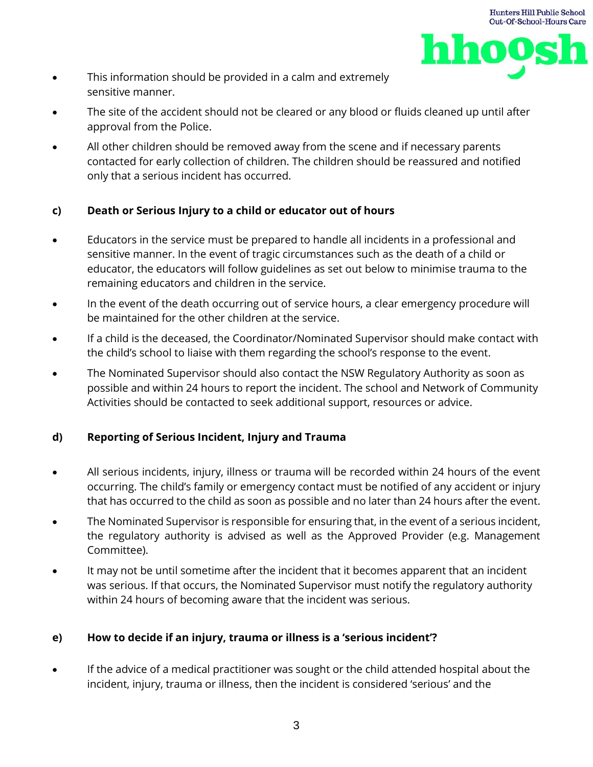- This information should be provided in a calm and extremely sensitive manner.
- The site of the accident should not be cleared or any blood or fluids cleaned up until after approval from the Police.
- All other children should be removed away from the scene and if necessary parents contacted for early collection of children. The children should be reassured and notified only that a serious incident has occurred.

**c) Death or Serious Injury to a child or educator out of hours**

- Educators in the service must be prepared to handle all incidents in a professional and sensitive manner. In the event of tragic circumstances such as the death of a child or educator, the educators will follow guidelines as set out below to minimise trauma to the remaining educators and children in the service.
- In the event of the death occurring out of service hours, a clear emergency procedure will be maintained for the other children at the service.
- If a child is the deceased, the Coordinator/Nominated Supervisor should make contact with the child's school to liaise with them regarding the school's response to the event.
- The Nominated Supervisor should also contact the NSW Regulatory Authority as soon as possible and within 24 hours to report the incident. The school and Network of Community Activities should be contacted to seek additional support, resources or advice.

**d) Reporting of Serious Incident, Injury and Trauma**

- All serious incidents, injury, illness or trauma will be recorded within 24 hours of the event occurring. The child's family or emergency contact must be notified of any accident or injury that has occurred to the child as soon as possible and no later than 24 hours after the event.
- The Nominated Supervisor is responsible for ensuring that, in the event of a serious incident, the regulatory authority is advised as well as the Approved Provider (e.g. Management Committee).
- It may not be until sometime after the incident that it becomes apparent that an incident was serious. If that occurs, the Nominated Supervisor must notify the regulatory authority within 24 hours of becoming aware that the incident was serious.

**e) How to decide if an injury, trauma or illness is a 'serious incident'?**

- If the advice of a medical practitioner was sought or the child attended hospital about the incident, injury, trauma or illness, then the incident is considered 'serious' and the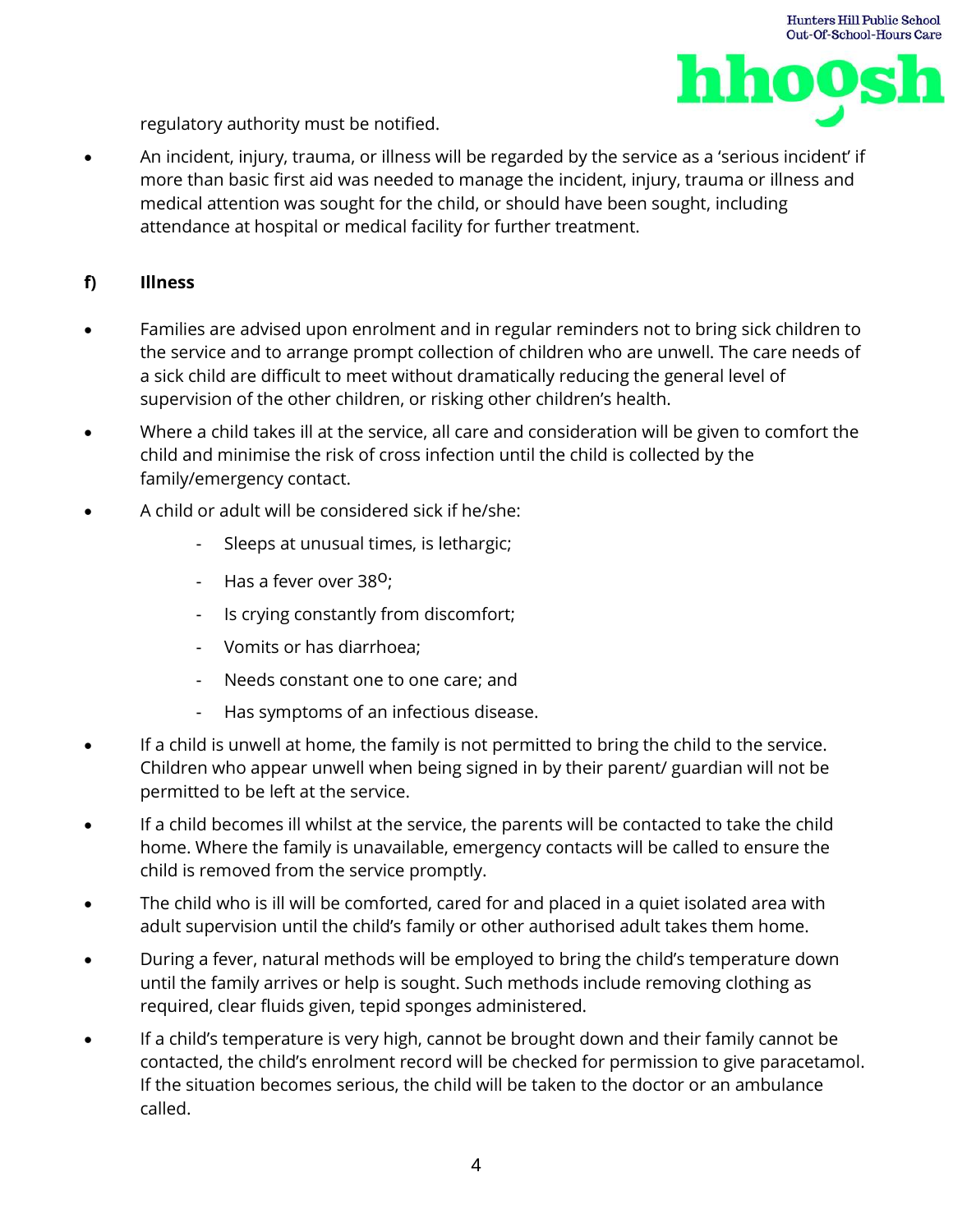regulatory authority must be notified.

- An incident, injury, trauma, or illness will be regarded by the service as a 'serious incident' if more than basic first aid was needed to manage the incident, injury, trauma or illness and medical attention was sought for the child, or should have been sought, including attendance at hospital or medical facility for further treatment.

**f) Illness**

- Families are advised upon enrolment and in regular reminders not to bring sick children to the service and to arrange prompt collection of children who are unwell. The care needs of a sick child are difficult to meet without dramatically reducing the general level of supervision of the other children, or risking other children's health.
- Where a child takes ill at the service, all care and consideration will be given to comfort the child and minimise the risk of cross infection until the child is collected by the family/emergency contact.
- A child or adult will be considered sick if he/she:
  - Sleeps at unusual times, is lethargic;
  - Has a fever over 38°;
  - Is crying constantly from discomfort;
  - Vomits or has diarrhoea;
  - Needs constant one to one care; and
  - Has symptoms of an infectious disease.
- If a child is unwell at home, the family is not permitted to bring the child to the service. Children who appear unwell when being signed in by their parent/ guardian will not be permitted to be left at the service.
- If a child becomes ill whilst at the service, the parents will be contacted to take the child home. Where the family is unavailable, emergency contacts will be called to ensure the child is removed from the service promptly.
- The child who is ill will be comforted, cared for and placed in a quiet isolated area with adult supervision until the child's family or other authorised adult takes them home.
- During a fever, natural methods will be employed to bring the child's temperature down until the family arrives or help is sought. Such methods include removing clothing as required, clear fluids given, tepid sponges administered.
- If a child's temperature is very high, cannot be brought down and their family cannot be contacted, the child's enrolment record will be checked for permission to give paracetamol. If the situation becomes serious, the child will be taken to the doctor or an ambulance called.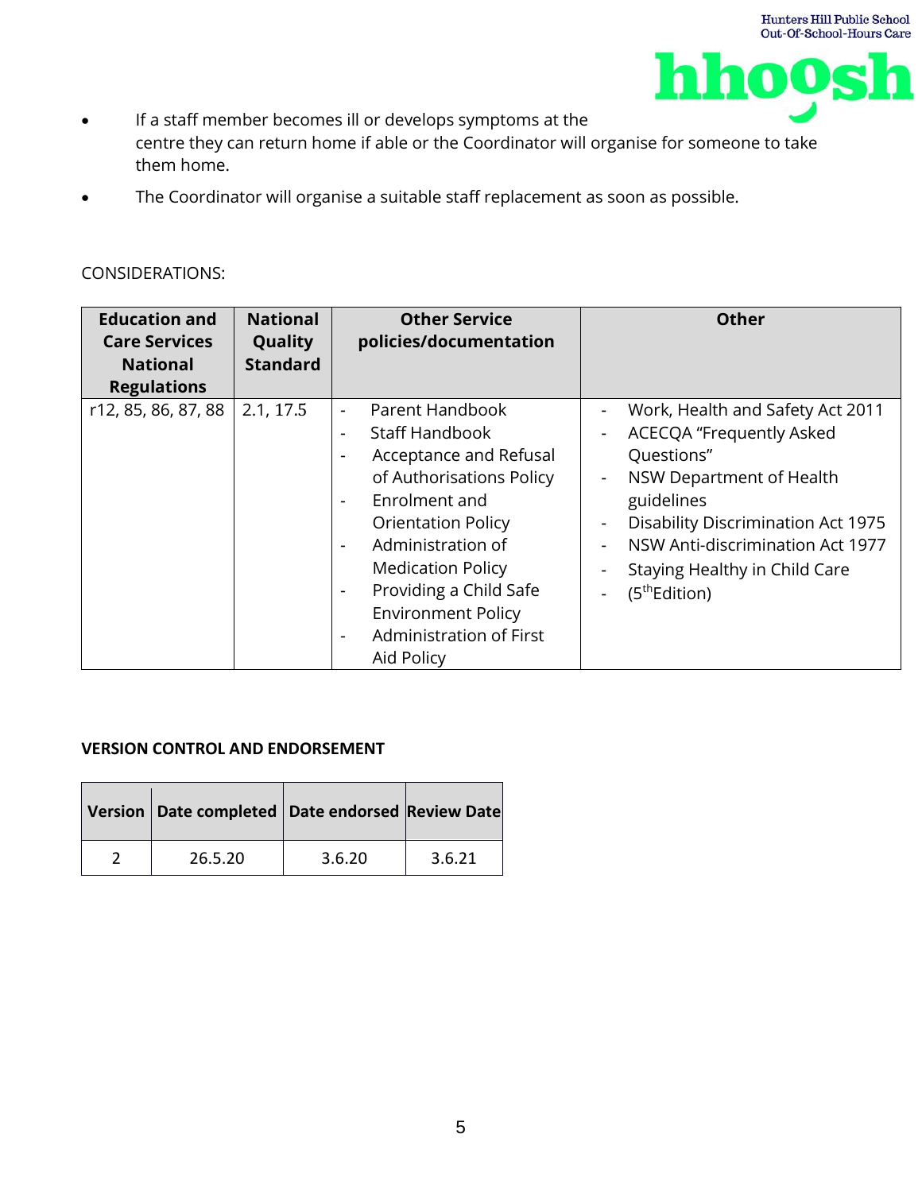- If a staff member becomes ill or develops symptoms at the centre they can return home if able or the Coordinator will organise for someone to take them home.
- The Coordinator will organise a suitable staff replacement as soon as possible.

CONSIDERATIONS:

| Education and Care Services National Regulations | National Quality Standard | Other Service policies/documentation | Other |
|---|---|---|---|
| r12, 85, 86, 87, 88 | 2.1, 17.5 | - Parent Handbook<br>- Staff Handbook<br>- Acceptance and Refusal of Authorisations Policy<br>- Enrolment and Orientation Policy<br>- Administration of Medication Policy<br>- Providing a Child Safe Environment Policy<br>- Administration of First Aid Policy | - Work, Health and Safety Act 2011<br>- ACECQA "Frequently Asked Questions"<br>- NSW Department of Health guidelines<br>- Disability Discrimination Act 1975<br>- NSW Anti-discrimination Act 1977<br>- Staying Healthy in Child Care<br>- (5th Edition) |

**VERSION CONTROL AND ENDORSEMENT**

| Version | Date completed | Date endorsed | Review Date |
|---|---|---|---|
| 2 | 26.5.20 | 3.6.20 | 3.6.21 |